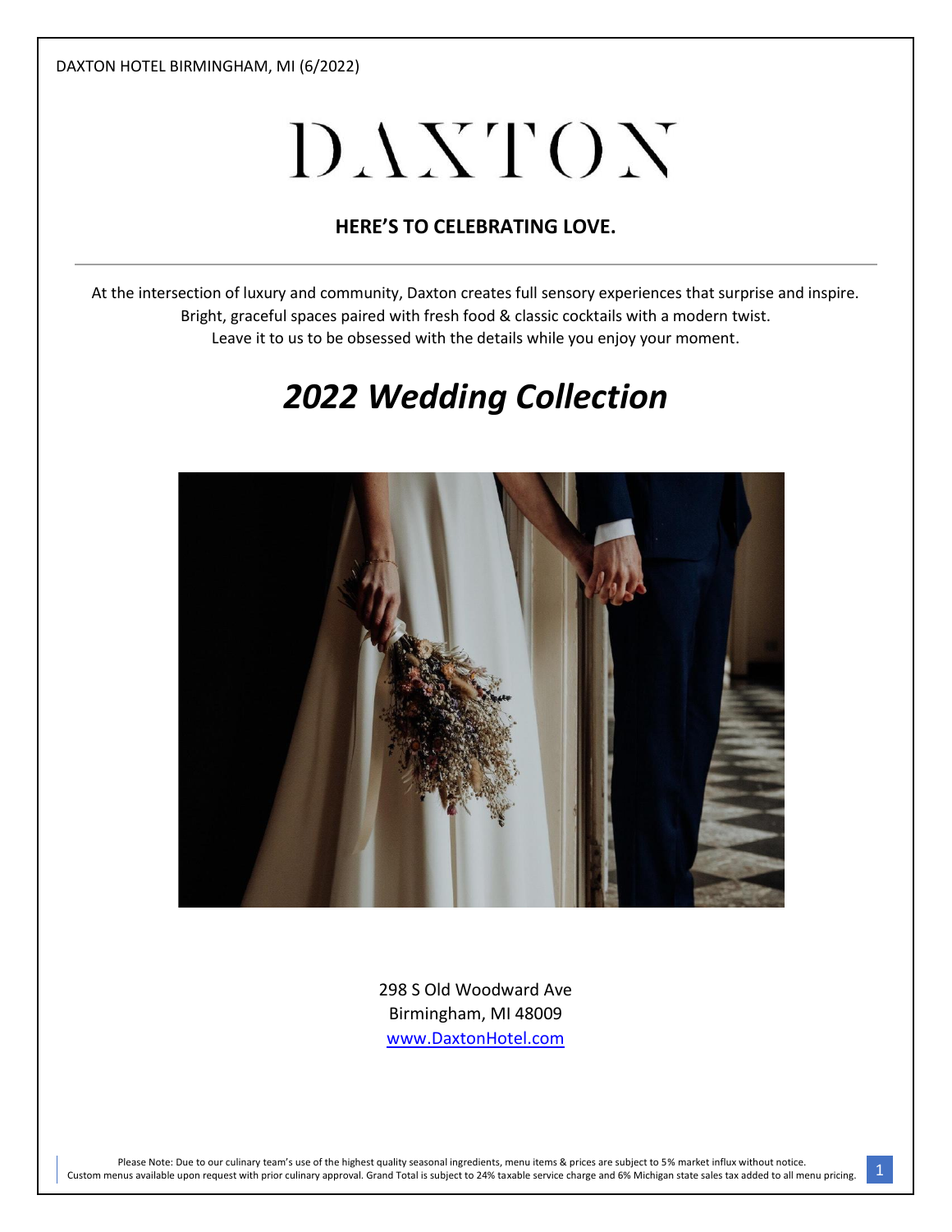DAXTON HOTEL BIRMINGHAM, MI (6/2022)

# DAXTON

**HERE'S TO CELEBRATING LOVE.**

---

At the intersection of luxury and community, Daxton creates full sensory experiences that surprise and inspire.
Bright, graceful spaces paired with fresh food & classic cocktails with a modern twist.
Leave it to us to be obsessed with the details while you enjoy your moment.

# *2022 Wedding Collection*

298 S Old Woodward Ave
Birmingham, MI 48009
www.DaxtonHotel.com

Please Note: Due to our culinary team's use of the highest quality seasonal ingredients, menu items & prices are subject to 5% market influx without notice.
Custom menus available upon request with prior culinary approval. Grand Total is subject to 24% taxable service charge and 6% Michigan state sales tax added to all menu pricing.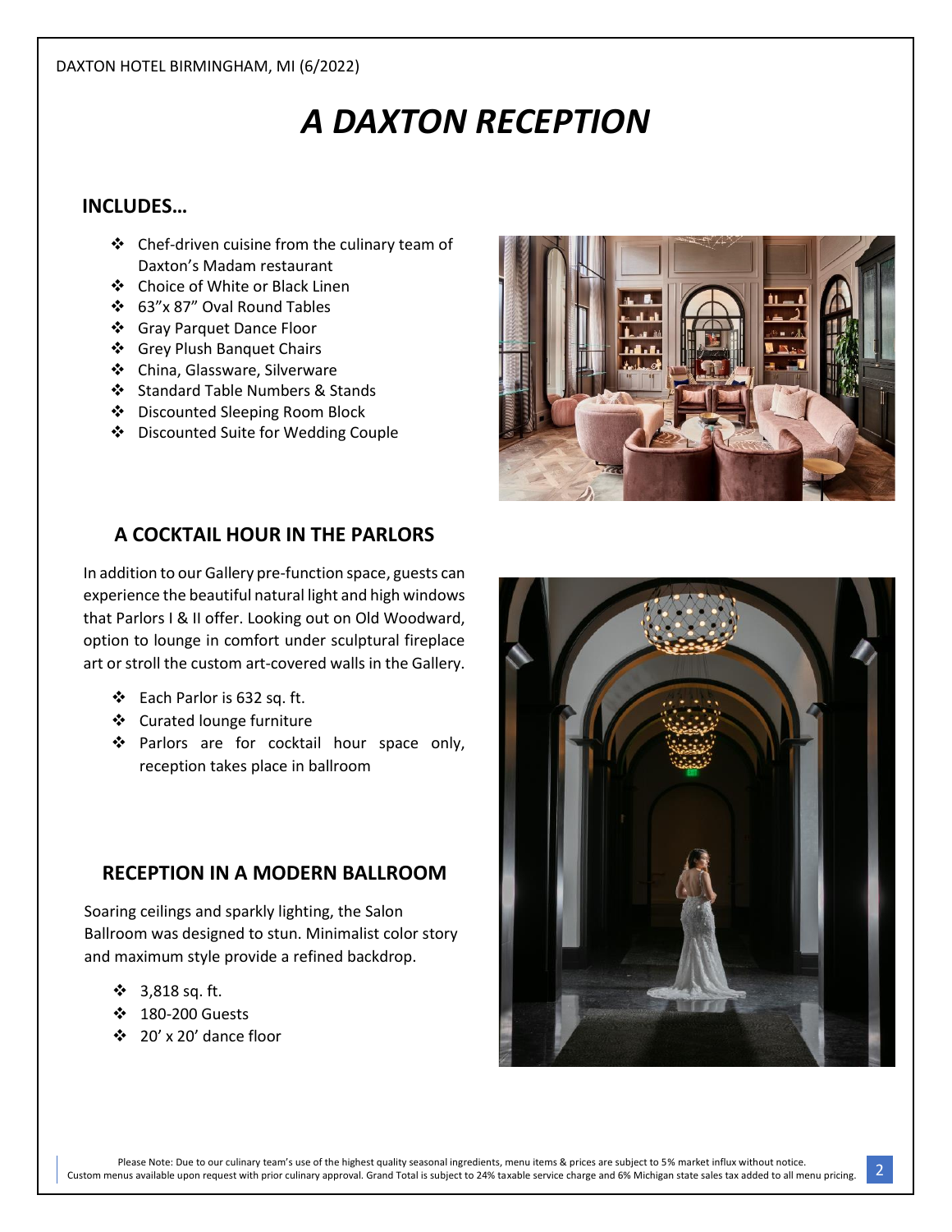# *A DAXTON RECEPTION*

## INCLUDES…

- Chef-driven cuisine from the culinary team of Daxton's Madam restaurant
- Choice of White or Black Linen
- 63"x 87" Oval Round Tables
- Gray Parquet Dance Floor
- Grey Plush Banquet Chairs
- China, Glassware, Silverware
- Standard Table Numbers & Stands
- Discounted Sleeping Room Block
- Discounted Suite for Wedding Couple

## A COCKTAIL HOUR IN THE PARLORS

In addition to our Gallery pre-function space, guests can experience the beautiful natural light and high windows that Parlors I & II offer. Looking out on Old Woodward, option to lounge in comfort under sculptural fireplace art or stroll the custom art-covered walls in the Gallery.

- Each Parlor is 632 sq. ft.
- Curated lounge furniture
- Parlors are for cocktail hour space only, reception takes place in ballroom

## RECEPTION IN A MODERN BALLROOM

Soaring ceilings and sparkly lighting, the Salon Ballroom was designed to stun. Minimalist color story and maximum style provide a refined backdrop.

- 3,818 sq. ft.
- 180-200 Guests
- 20' x 20' dance floor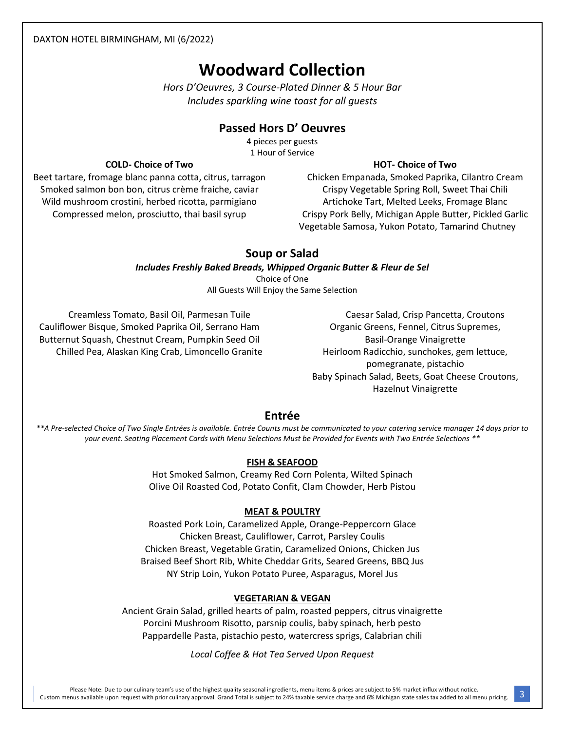DAXTON HOTEL BIRMINGHAM, MI (6/2022)

# Woodward Collection

*Hors D'Oeuvres, 3 Course-Plated Dinner & 5 Hour Bar*
*Includes sparkling wine toast for all guests*

## Passed Hors D' Oeuvres

4 pieces per guests
1 Hour of Service

**COLD- Choice of Two**

Beet tartare, fromage blanc panna cotta, citrus, tarragon
Smoked salmon bon bon, citrus crème fraiche, caviar
Wild mushroom crostini, herbed ricotta, parmigiano
Compressed melon, prosciutto, thai basil syrup

**HOT- Choice of Two**

Chicken Empanada, Smoked Paprika, Cilantro Cream
Crispy Vegetable Spring Roll, Sweet Thai Chili
Artichoke Tart, Melted Leeks, Fromage Blanc
Crispy Pork Belly, Michigan Apple Butter, Pickled Garlic
Vegetable Samosa, Yukon Potato, Tamarind Chutney

## Soup or Salad

***Includes Freshly Baked Breads, Whipped Organic Butter & Fleur de Sel***
Choice of One
All Guests Will Enjoy the Same Selection

Creamless Tomato, Basil Oil, Parmesan Tuile
Cauliflower Bisque, Smoked Paprika Oil, Serrano Ham
Butternut Squash, Chestnut Cream, Pumpkin Seed Oil
Chilled Pea, Alaskan King Crab, Limoncello Granite

Caesar Salad, Crisp Pancetta, Croutons
Organic Greens, Fennel, Citrus Supremes, Basil-Orange Vinaigrette
Heirloom Radicchio, sunchokes, gem lettuce, pomegranate, pistachio
Baby Spinach Salad, Beets, Goat Cheese Croutons, Hazelnut Vinaigrette

## Entrée

*\*\*A Pre-selected Choice of Two Single Entrées is available. Entrée Counts must be communicated to your catering service manager 14 days prior to your event. Seating Placement Cards with Menu Selections Must be Provided for Events with Two Entrée Selections \*\**

**FISH & SEAFOOD**

Hot Smoked Salmon, Creamy Red Corn Polenta, Wilted Spinach
Olive Oil Roasted Cod, Potato Confit, Clam Chowder, Herb Pistou

**MEAT & POULTRY**

Roasted Pork Loin, Caramelized Apple, Orange-Peppercorn Glace
Chicken Breast, Cauliflower, Carrot, Parsley Coulis
Chicken Breast, Vegetable Gratin, Caramelized Onions, Chicken Jus
Braised Beef Short Rib, White Cheddar Grits, Seared Greens, BBQ Jus
NY Strip Loin, Yukon Potato Puree, Asparagus, Morel Jus

**VEGETARIAN & VEGAN**

Ancient Grain Salad, grilled hearts of palm, roasted peppers, citrus vinaigrette
Porcini Mushroom Risotto, parsnip coulis, baby spinach, herb pesto
Pappardelle Pasta, pistachio pesto, watercress sprigs, Calabrian chili

*Local Coffee & Hot Tea Served Upon Request*

Please Note: Due to our culinary team's use of the highest quality seasonal ingredients, menu items & prices are subject to 5% market influx without notice.
Custom menus available upon request with prior culinary approval. Grand Total is subject to 24% taxable service charge and 6% Michigan state sales tax added to all menu pricing.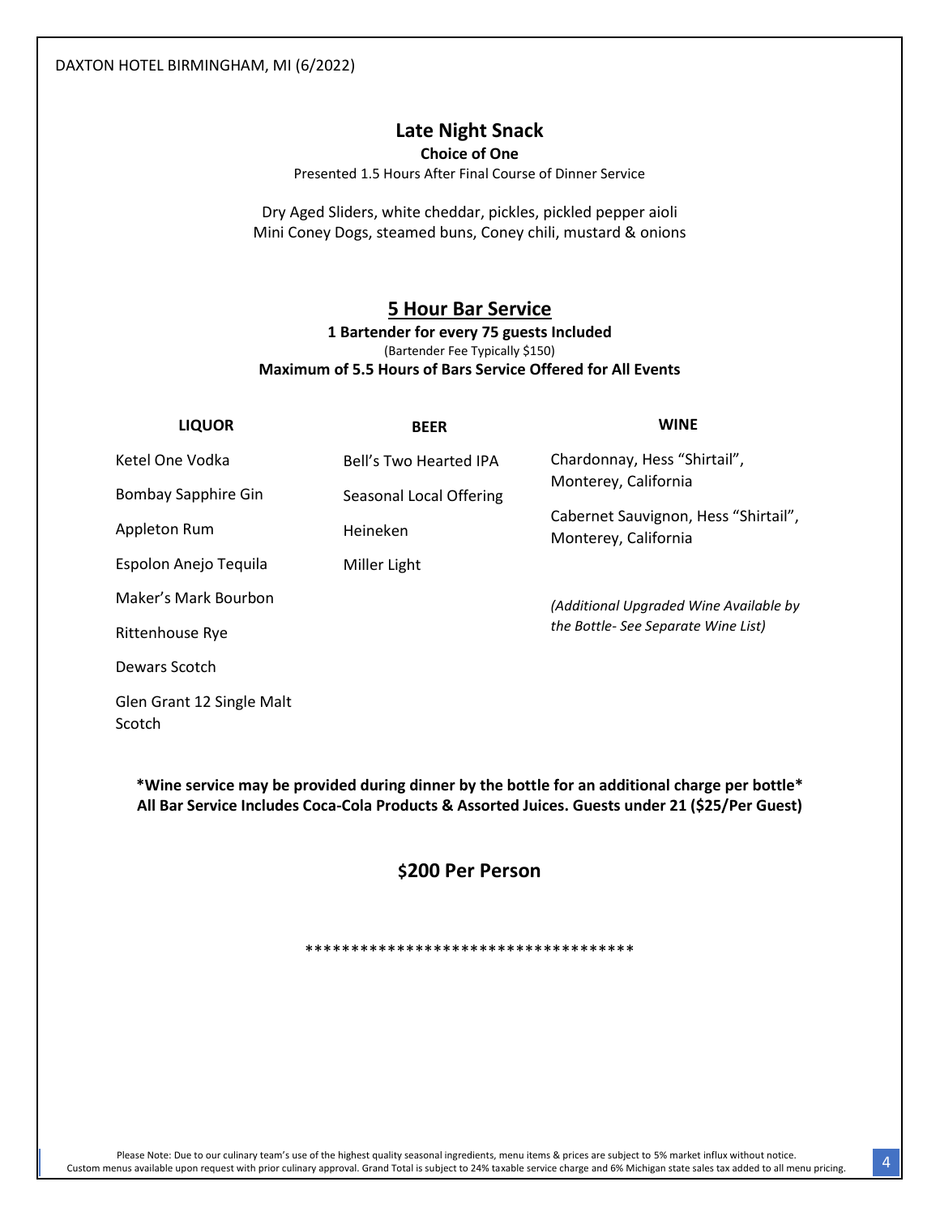## Late Night Snack

**Choice of One**

Presented 1.5 Hours After Final Course of Dinner Service

Dry Aged Sliders, white cheddar, pickles, pickled pepper aioli
Mini Coney Dogs, steamed buns, Coney chili, mustard & onions

## 5 Hour Bar Service

**1 Bartender for every 75 guests Included**

(Bartender Fee Typically $150)

**Maximum of 5.5 Hours of Bars Service Offered for All Events**

| LIQUOR | BEER | WINE |
|---|---|---|
| Ketel One Vodka | Bell's Two Hearted IPA | Chardonnay, Hess "Shirtail", Monterey, California |
| Bombay Sapphire Gin | Seasonal Local Offering | Cabernet Sauvignon, Hess "Shirtail", Monterey, California |
| Appleton Rum | Heineken | |
| Espolon Anejo Tequila | Miller Light | |
| Maker's Mark Bourbon | | *(Additional Upgraded Wine Available by the Bottle- See Separate Wine List)* |
| Rittenhouse Rye | | |
| Dewars Scotch | | |
| Glen Grant 12 Single Malt Scotch | | |

**\*Wine service may be provided during dinner by the bottle for an additional charge per bottle\***
**All Bar Service Includes Coca-Cola Products & Assorted Juices. Guests under 21 ($25/Per Guest)**

### $200 Per Person

\*\*\*\*\*\*\*\*\*\*\*\*\*\*\*\*\*\*\*\*\*\*\*\*\*\*\*\*\*\*\*\*\*\*\*\*

Please Note: Due to our culinary team's use of the highest quality seasonal ingredients, menu items & prices are subject to 5% market influx without notice.
Custom menus available upon request with prior culinary approval. Grand Total is subject to 24% taxable service charge and 6% Michigan state sales tax added to all menu pricing.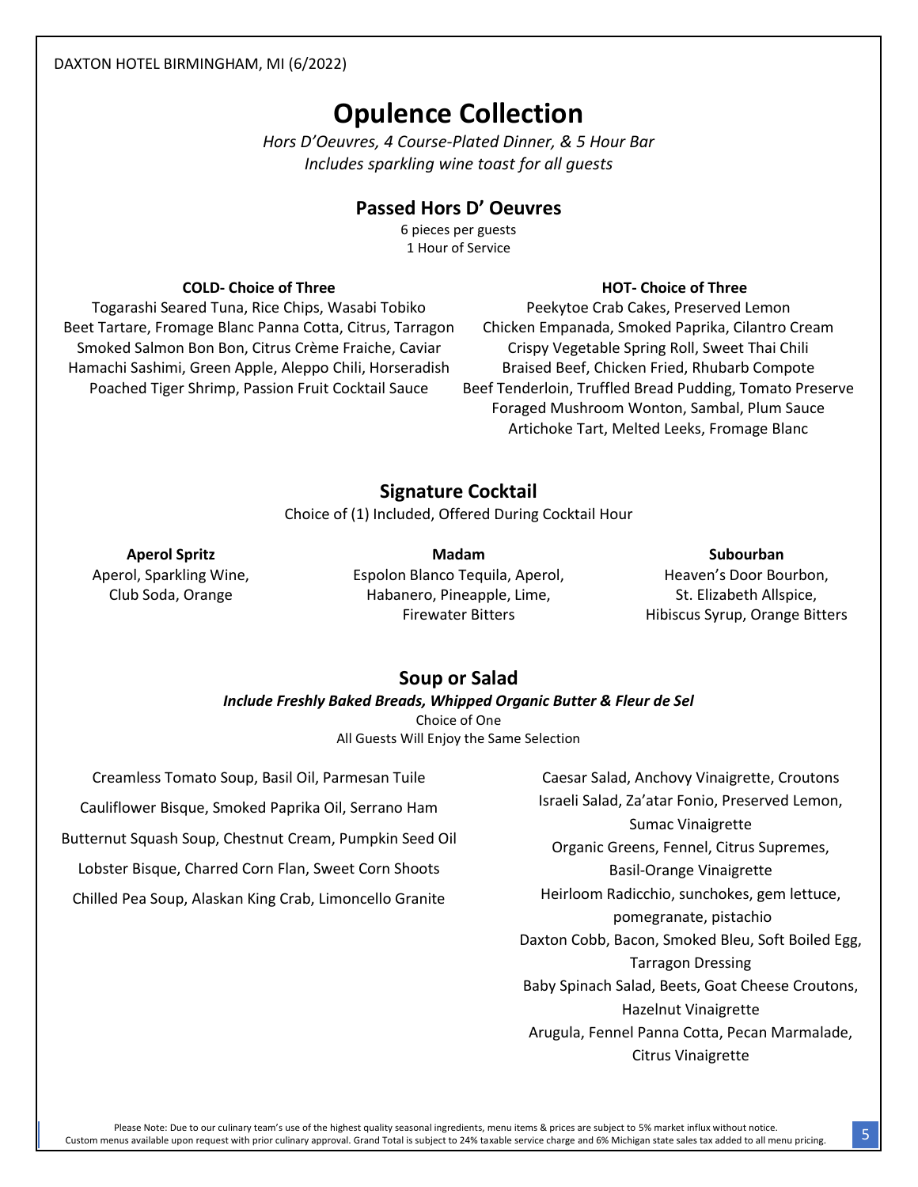# Opulence Collection

*Hors D'Oeuvres, 4 Course-Plated Dinner, & 5 Hour Bar*
*Includes sparkling wine toast for all guests*

## Passed Hors D' Oeuvres

6 pieces per guests
1 Hour of Service

### COLD- Choice of Three

Togarashi Seared Tuna, Rice Chips, Wasabi Tobiko
Beet Tartare, Fromage Blanc Panna Cotta, Citrus, Tarragon
Smoked Salmon Bon Bon, Citrus Crème Fraiche, Caviar
Hamachi Sashimi, Green Apple, Aleppo Chili, Horseradish
Poached Tiger Shrimp, Passion Fruit Cocktail Sauce

### HOT- Choice of Three

Peekytoe Crab Cakes, Preserved Lemon
Chicken Empanada, Smoked Paprika, Cilantro Cream
Crispy Vegetable Spring Roll, Sweet Thai Chili
Braised Beef, Chicken Fried, Rhubarb Compote
Beef Tenderloin, Truffled Bread Pudding, Tomato Preserve
Foraged Mushroom Wonton, Sambal, Plum Sauce
Artichoke Tart, Melted Leeks, Fromage Blanc

## Signature Cocktail

Choice of (1) Included, Offered During Cocktail Hour

**Aperol Spritz**
Aperol, Sparkling Wine, Club Soda, Orange

**Madam**
Espolon Blanco Tequila, Aperol, Habanero, Pineapple, Lime, Firewater Bitters

**Subourban**
Heaven's Door Bourbon, St. Elizabeth Allspice, Hibiscus Syrup, Orange Bitters

## Soup or Salad

***Include Freshly Baked Breads, Whipped Organic Butter & Fleur de Sel***

Choice of One
All Guests Will Enjoy the Same Selection

Creamless Tomato Soup, Basil Oil, Parmesan Tuile
Cauliflower Bisque, Smoked Paprika Oil, Serrano Ham
Butternut Squash Soup, Chestnut Cream, Pumpkin Seed Oil
Lobster Bisque, Charred Corn Flan, Sweet Corn Shoots
Chilled Pea Soup, Alaskan King Crab, Limoncello Granite

Caesar Salad, Anchovy Vinaigrette, Croutons
Israeli Salad, Za'atar Fonio, Preserved Lemon, Sumac Vinaigrette
Organic Greens, Fennel, Citrus Supremes, Basil-Orange Vinaigrette
Heirloom Radicchio, sunchokes, gem lettuce, pomegranate, pistachio
Daxton Cobb, Bacon, Smoked Bleu, Soft Boiled Egg, Tarragon Dressing
Baby Spinach Salad, Beets, Goat Cheese Croutons, Hazelnut Vinaigrette
Arugula, Fennel Panna Cotta, Pecan Marmalade, Citrus Vinaigrette

Please Note: Due to our culinary team's use of the highest quality seasonal ingredients, menu items & prices are subject to 5% market influx without notice.
Custom menus available upon request with prior culinary approval. Grand Total is subject to 24% taxable service charge and 6% Michigan state sales tax added to all menu pricing.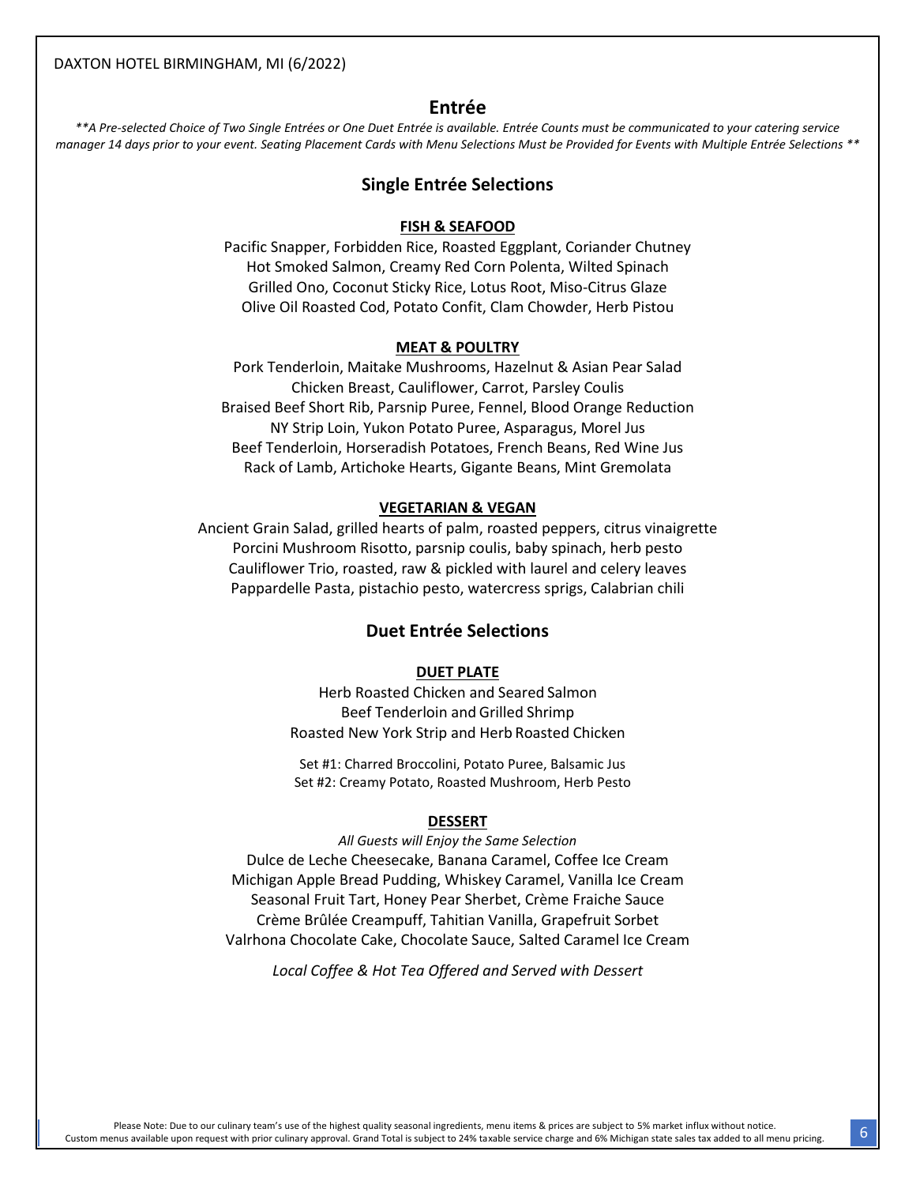# Entrée

*\*\*A Pre-selected Choice of Two Single Entrées or One Duet Entrée is available. Entrée Counts must be communicated to your catering service manager 14 days prior to your event. Seating Placement Cards with Menu Selections Must be Provided for Events with Multiple Entrée Selections \*\**

## Single Entrée Selections

### FISH & SEAFOOD

Pacific Snapper, Forbidden Rice, Roasted Eggplant, Coriander Chutney
Hot Smoked Salmon, Creamy Red Corn Polenta, Wilted Spinach
Grilled Ono, Coconut Sticky Rice, Lotus Root, Miso-Citrus Glaze
Olive Oil Roasted Cod, Potato Confit, Clam Chowder, Herb Pistou

### MEAT & POULTRY

Pork Tenderloin, Maitake Mushrooms, Hazelnut & Asian Pear Salad
Chicken Breast, Cauliflower, Carrot, Parsley Coulis
Braised Beef Short Rib, Parsnip Puree, Fennel, Blood Orange Reduction
NY Strip Loin, Yukon Potato Puree, Asparagus, Morel Jus
Beef Tenderloin, Horseradish Potatoes, French Beans, Red Wine Jus
Rack of Lamb, Artichoke Hearts, Gigante Beans, Mint Gremolata

### VEGETARIAN & VEGAN

Ancient Grain Salad, grilled hearts of palm, roasted peppers, citrus vinaigrette
Porcini Mushroom Risotto, parsnip coulis, baby spinach, herb pesto
Cauliflower Trio, roasted, raw & pickled with laurel and celery leaves
Pappardelle Pasta, pistachio pesto, watercress sprigs, Calabrian chili

## Duet Entrée Selections

### DUET PLATE

Herb Roasted Chicken and Seared Salmon
Beef Tenderloin and Grilled Shrimp
Roasted New York Strip and Herb Roasted Chicken

Set #1: Charred Broccolini, Potato Puree, Balsamic Jus
Set #2: Creamy Potato, Roasted Mushroom, Herb Pesto

### DESSERT

*All Guests will Enjoy the Same Selection*

Dulce de Leche Cheesecake, Banana Caramel, Coffee Ice Cream
Michigan Apple Bread Pudding, Whiskey Caramel, Vanilla Ice Cream
Seasonal Fruit Tart, Honey Pear Sherbet, Crème Fraiche Sauce
Crème Brûlée Creampuff, Tahitian Vanilla, Grapefruit Sorbet
Valrhona Chocolate Cake, Chocolate Sauce, Salted Caramel Ice Cream

*Local Coffee & Hot Tea Offered and Served with Dessert*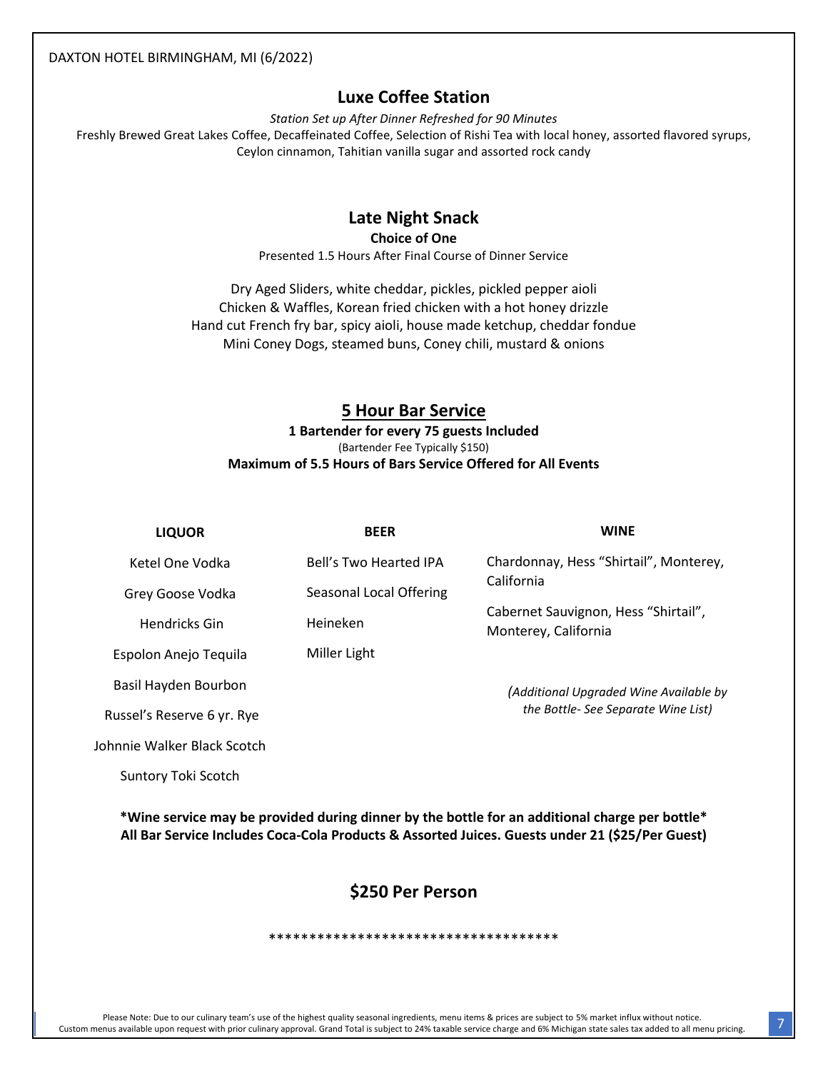## Luxe Coffee Station

*Station Set up After Dinner Refreshed for 90 Minutes*

Freshly Brewed Great Lakes Coffee, Decaffeinated Coffee, Selection of Rishi Tea with local honey, assorted flavored syrups, Ceylon cinnamon, Tahitian vanilla sugar and assorted rock candy

## Late Night Snack

**Choice of One**

Presented 1.5 Hours After Final Course of Dinner Service

Dry Aged Sliders, white cheddar, pickles, pickled pepper aioli
Chicken & Waffles, Korean fried chicken with a hot honey drizzle
Hand cut French fry bar, spicy aioli, house made ketchup, cheddar fondue
Mini Coney Dogs, steamed buns, Coney chili, mustard & onions

## 5 Hour Bar Service

**1 Bartender for every 75 guests Included**

(Bartender Fee Typically $150)

**Maximum of 5.5 Hours of Bars Service Offered for All Events**

| LIQUOR | BEER | WINE |
|---|---|---|
| Ketel One Vodka | Bell's Two Hearted IPA | Chardonnay, Hess "Shirtail", Monterey, California |
| Grey Goose Vodka | Seasonal Local Offering | Cabernet Sauvignon, Hess "Shirtail", Monterey, California |
| Hendricks Gin | Heineken | |
| Espolon Anejo Tequila | Miller Light | *(Additional Upgraded Wine Available by the Bottle- See Separate Wine List)* |
| Basil Hayden Bourbon | | |
| Russel's Reserve 6 yr. Rye | | |
| Johnnie Walker Black Scotch | | |
| Suntory Toki Scotch | | |

**\*Wine service may be provided during dinner by the bottle for an additional charge per bottle\***
**All Bar Service Includes Coca-Cola Products & Assorted Juices. Guests under 21 ($25/Per Guest)**

## $250 Per Person

************************************

Please Note: Due to our culinary team's use of the highest quality seasonal ingredients, menu items & prices are subject to 5% market influx without notice. Custom menus available upon request with prior culinary approval. Grand Total is subject to 24% taxable service charge and 6% Michigan state sales tax added to all menu pricing.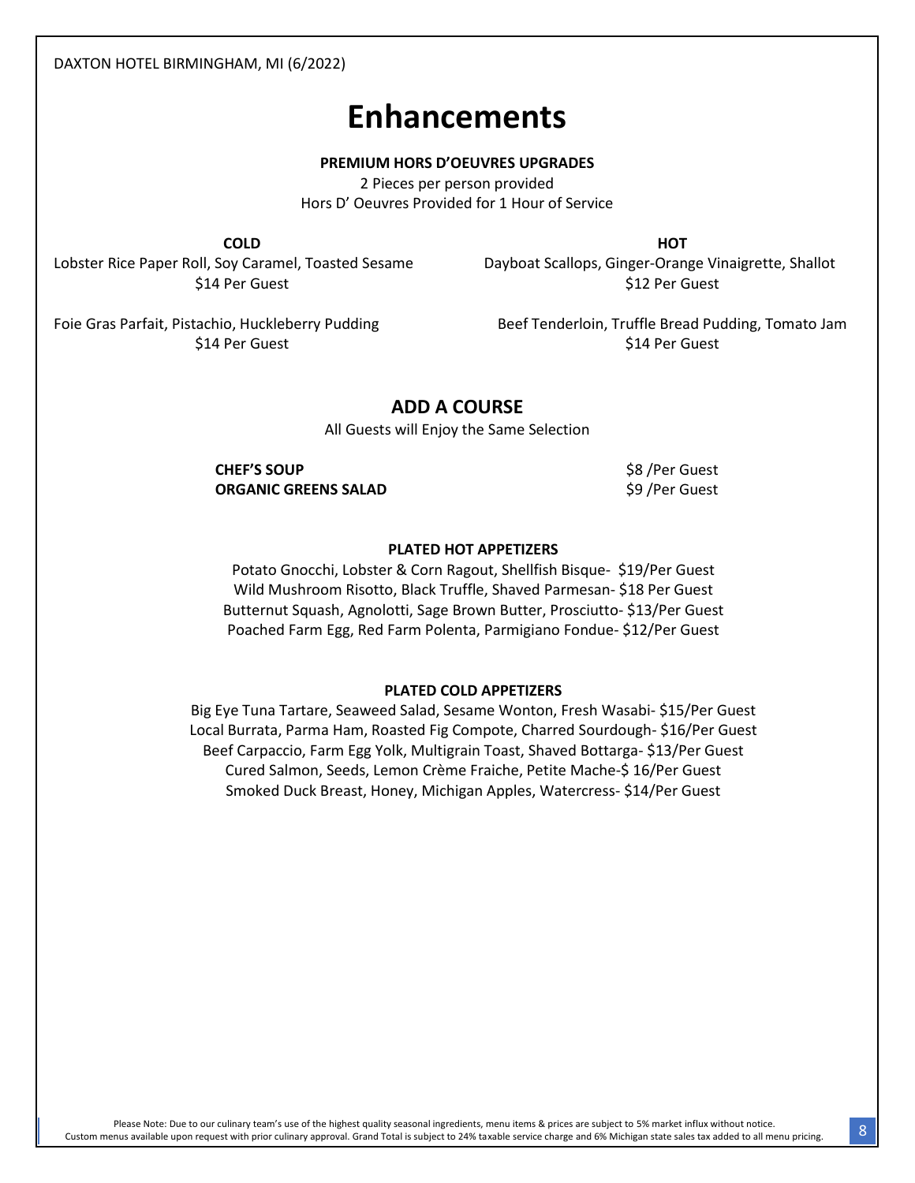# Enhancements

**PREMIUM HORS D'OEUVRES UPGRADES**

2 Pieces per person provided
Hors D' Oeuvres Provided for 1 Hour of Service

**COLD**

Lobster Rice Paper Roll, Soy Caramel, Toasted Sesame
$14 Per Guest

Foie Gras Parfait, Pistachio, Huckleberry Pudding
$14 Per Guest

**HOT**

Dayboat Scallops, Ginger-Orange Vinaigrette, Shallot
$12 Per Guest

Beef Tenderloin, Truffle Bread Pudding, Tomato Jam
$14 Per Guest

## ADD A COURSE

All Guests will Enjoy the Same Selection

**CHEF'S SOUP** $8 /Per Guest
**ORGANIC GREENS SALAD** $9 /Per Guest

**PLATED HOT APPETIZERS**

Potato Gnocchi, Lobster & Corn Ragout, Shellfish Bisque- $19/Per Guest
Wild Mushroom Risotto, Black Truffle, Shaved Parmesan- $18 Per Guest
Butternut Squash, Agnolotti, Sage Brown Butter, Prosciutto- $13/Per Guest
Poached Farm Egg, Red Farm Polenta, Parmigiano Fondue- $12/Per Guest

**PLATED COLD APPETIZERS**

Big Eye Tuna Tartare, Seaweed Salad, Sesame Wonton, Fresh Wasabi- $15/Per Guest
Local Burrata, Parma Ham, Roasted Fig Compote, Charred Sourdough- $16/Per Guest
Beef Carpaccio, Farm Egg Yolk, Multigrain Toast, Shaved Bottarga- $13/Per Guest
Cured Salmon, Seeds, Lemon Crème Fraiche, Petite Mache-$ 16/Per Guest
Smoked Duck Breast, Honey, Michigan Apples, Watercress- $14/Per Guest

Please Note: Due to our culinary team's use of the highest quality seasonal ingredients, menu items & prices are subject to 5% market influx without notice.
Custom menus available upon request with prior culinary approval. Grand Total is subject to 24% taxable service charge and 6% Michigan state sales tax added to all menu pricing.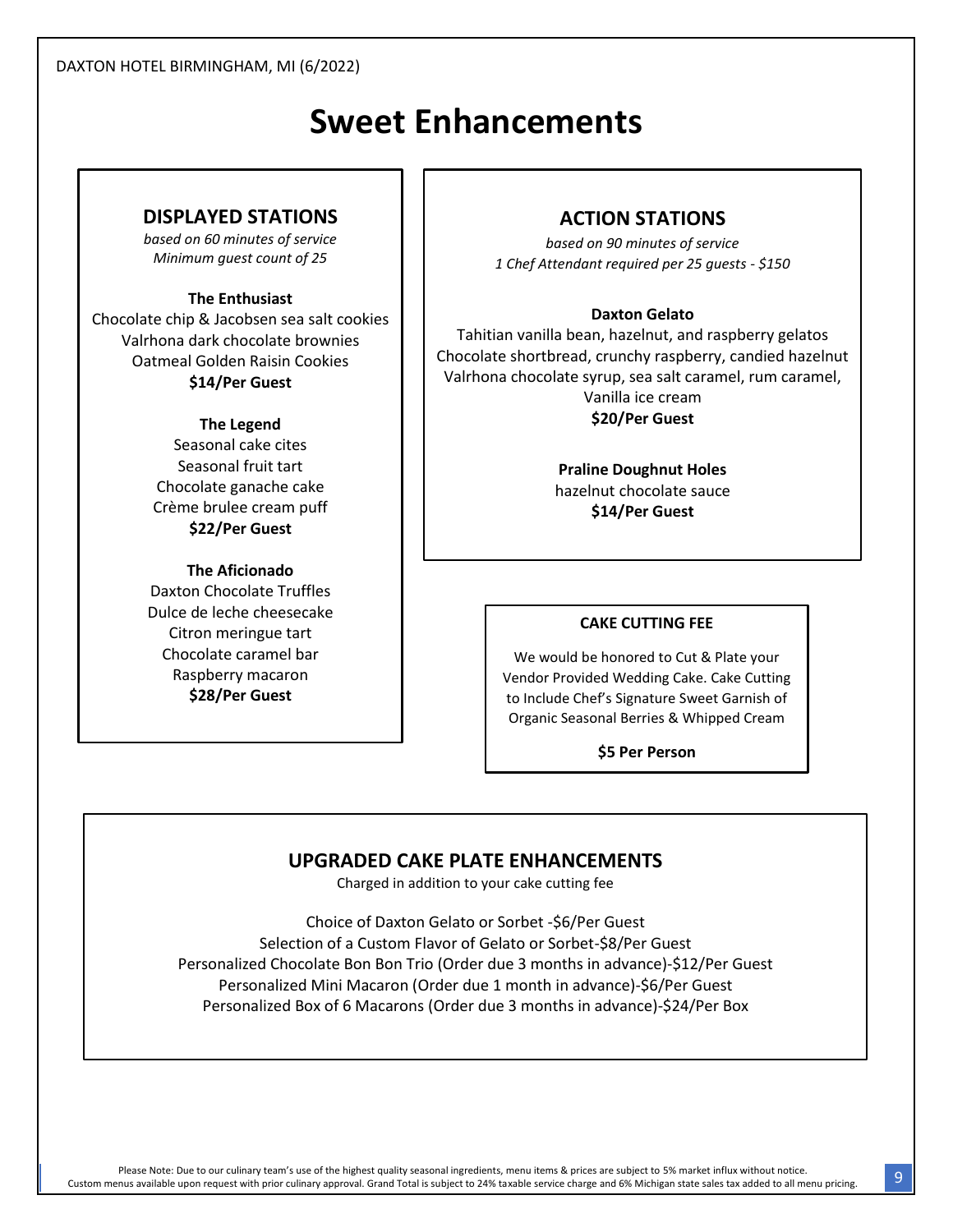# Sweet Enhancements

## DISPLAYED STATIONS

*based on 60 minutes of service*
*Minimum guest count of 25*

**The Enthusiast**

Chocolate chip & Jacobsen sea salt cookies
Valrhona dark chocolate brownies
Oatmeal Golden Raisin Cookies
**$14/Per Guest**

**The Legend**

Seasonal cake cites
Seasonal fruit tart
Chocolate ganache cake
Crème brulee cream puff
**$22/Per Guest**

**The Aficionado**

Daxton Chocolate Truffles
Dulce de leche cheesecake
Citron meringue tart
Chocolate caramel bar
Raspberry macaron
**$28/Per Guest**

## ACTION STATIONS

*based on 90 minutes of service*
*1 Chef Attendant required per 25 guests - $150*

**Daxton Gelato**

Tahitian vanilla bean, hazelnut, and raspberry gelatos
Chocolate shortbread, crunchy raspberry, candied hazelnut
Valrhona chocolate syrup, sea salt caramel, rum caramel,
Vanilla ice cream
**$20/Per Guest**

**Praline Doughnut Holes**

hazelnut chocolate sauce
**$14/Per Guest**

## CAKE CUTTING FEE

We would be honored to Cut & Plate your Vendor Provided Wedding Cake. Cake Cutting to Include Chef's Signature Sweet Garnish of Organic Seasonal Berries & Whipped Cream

**$5 Per Person**

## UPGRADED CAKE PLATE ENHANCEMENTS

Charged in addition to your cake cutting fee

Choice of Daxton Gelato or Sorbet -$6/Per Guest
Selection of a Custom Flavor of Gelato or Sorbet-$8/Per Guest
Personalized Chocolate Bon Bon Trio (Order due 3 months in advance)-$12/Per Guest
Personalized Mini Macaron (Order due 1 month in advance)-$6/Per Guest
Personalized Box of 6 Macarons (Order due 3 months in advance)-$24/Per Box

Please Note: Due to our culinary team's use of the highest quality seasonal ingredients, menu items & prices are subject to 5% market influx without notice.
Custom menus available upon request with prior culinary approval. Grand Total is subject to 24% taxable service charge and 6% Michigan state sales tax added to all menu pricing.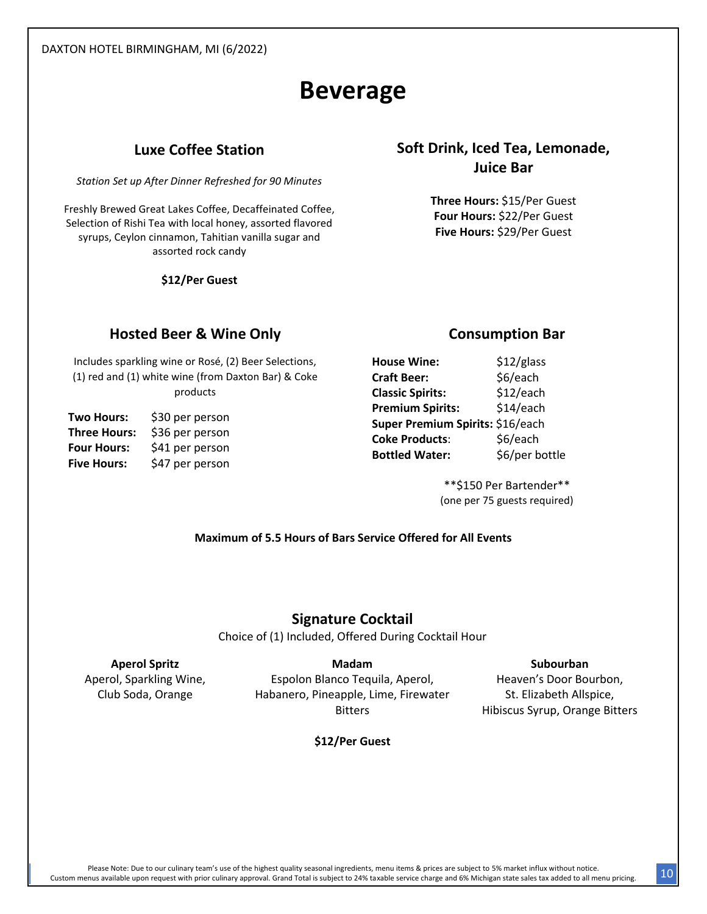# Beverage

## Luxe Coffee Station

*Station Set up After Dinner Refreshed for 90 Minutes*

Freshly Brewed Great Lakes Coffee, Decaffeinated Coffee, Selection of Rishi Tea with local honey, assorted flavored syrups, Ceylon cinnamon, Tahitian vanilla sugar and assorted rock candy

**$12/Per Guest**

## Soft Drink, Iced Tea, Lemonade, Juice Bar

**Three Hours:** $15/Per Guest
**Four Hours:** $22/Per Guest
**Five Hours:** $29/Per Guest

## Hosted Beer & Wine Only

Includes sparkling wine or Rosé, (2) Beer Selections, (1) red and (1) white wine (from Daxton Bar) & Coke products

| | |
|---|---|
| **Two Hours:** | $30 per person |
| **Three Hours:** | $36 per person |
| **Four Hours:** | $41 per person |
| **Five Hours:** | $47 per person |

## Consumption Bar

| | |
|---|---|
| **House Wine:** | $12/glass |
| **Craft Beer:** | $6/each |
| **Classic Spirits:** | $12/each |
| **Premium Spirits:** | $14/each |
| **Super Premium Spirits:** | $16/each |
| **Coke Products**: | $6/each |
| **Bottled Water:** | $6/per bottle |

**$150 Per Bartender**
(one per 75 guests required)

**Maximum of 5.5 Hours of Bars Service Offered for All Events**

## Signature Cocktail

Choice of (1) Included, Offered During Cocktail Hour

**Aperol Spritz**
Aperol, Sparkling Wine, Club Soda, Orange

**Madam**
Espolon Blanco Tequila, Aperol, Habanero, Pineapple, Lime, Firewater Bitters

**Subourban**
Heaven's Door Bourbon, St. Elizabeth Allspice, Hibiscus Syrup, Orange Bitters

**$12/Per Guest**

Please Note: Due to our culinary team's use of the highest quality seasonal ingredients, menu items & prices are subject to 5% market influx without notice. Custom menus available upon request with prior culinary approval. Grand Total is subject to 24% taxable service charge and 6% Michigan state sales tax added to all menu pricing.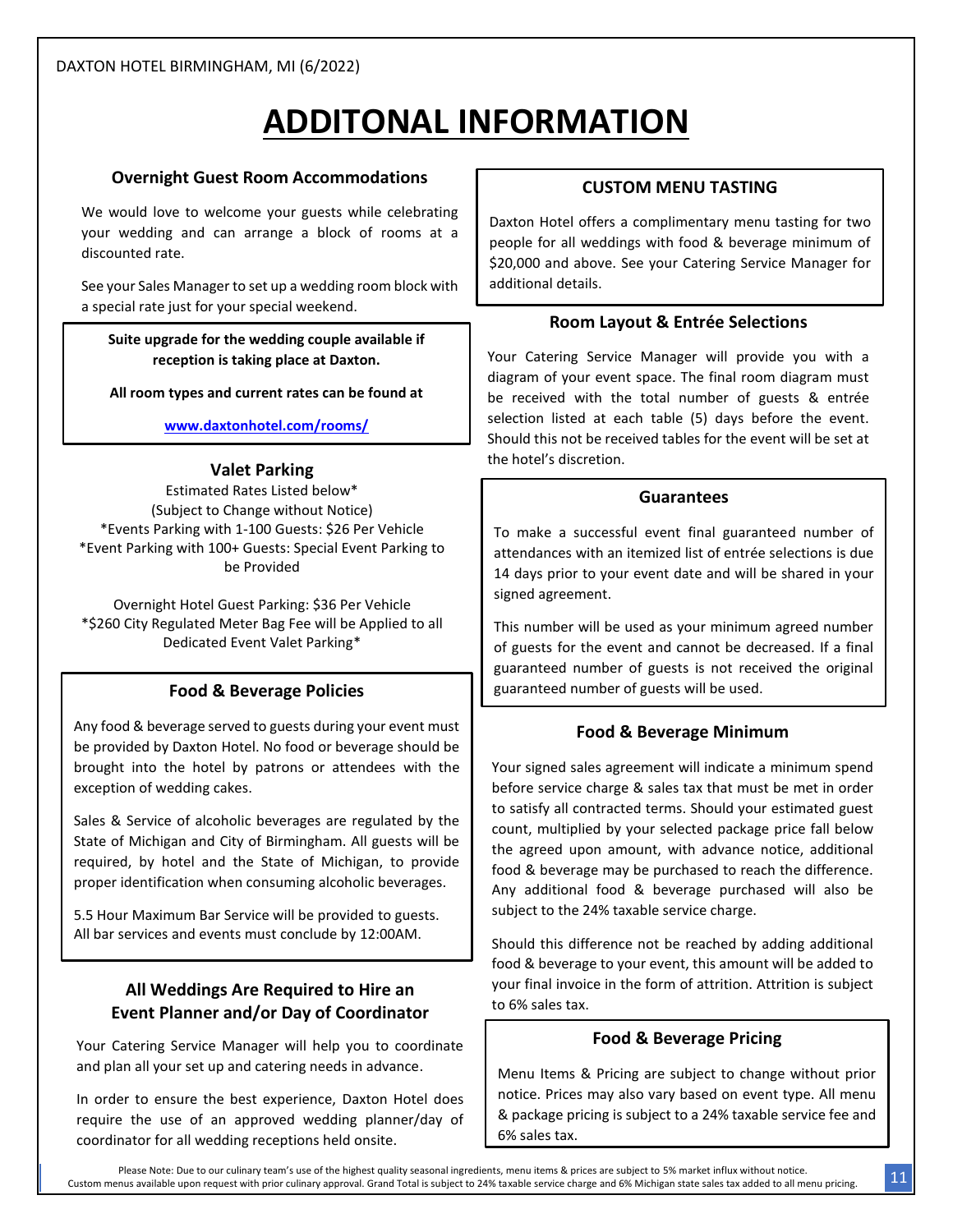# ADDITONAL INFORMATION

### Overnight Guest Room Accommodations

We would love to welcome your guests while celebrating your wedding and can arrange a block of rooms at a discounted rate.

See your Sales Manager to set up a wedding room block with a special rate just for your special weekend.

**Suite upgrade for the wedding couple available if reception is taking place at Daxton.**

**All room types and current rates can be found at**

**www.daxtonhotel.com/rooms/**

### Valet Parking

Estimated Rates Listed below*
(Subject to Change without Notice)
*Events Parking with 1-100 Guests: $26 Per Vehicle
*Event Parking with 100+ Guests: Special Event Parking to be Provided

Overnight Hotel Guest Parking: $36 Per Vehicle
*$260 City Regulated Meter Bag Fee will be Applied to all Dedicated Event Valet Parking*

### Food & Beverage Policies

Any food & beverage served to guests during your event must be provided by Daxton Hotel. No food or beverage should be brought into the hotel by patrons or attendees with the exception of wedding cakes.

Sales & Service of alcoholic beverages are regulated by the State of Michigan and City of Birmingham. All guests will be required, by hotel and the State of Michigan, to provide proper identification when consuming alcoholic beverages.

5.5 Hour Maximum Bar Service will be provided to guests. All bar services and events must conclude by 12:00AM.

### All Weddings Are Required to Hire an Event Planner and/or Day of Coordinator

Your Catering Service Manager will help you to coordinate and plan all your set up and catering needs in advance.

In order to ensure the best experience, Daxton Hotel does require the use of an approved wedding planner/day of coordinator for all wedding receptions held onsite.

### CUSTOM MENU TASTING

Daxton Hotel offers a complimentary menu tasting for two people for all weddings with food & beverage minimum of $20,000 and above. See your Catering Service Manager for additional details.

### Room Layout & Entrée Selections

Your Catering Service Manager will provide you with a diagram of your event space. The final room diagram must be received with the total number of guests & entrée selection listed at each table (5) days before the event. Should this not be received tables for the event will be set at the hotel's discretion.

### Guarantees

To make a successful event final guaranteed number of attendances with an itemized list of entrée selections is due 14 days prior to your event date and will be shared in your signed agreement.

This number will be used as your minimum agreed number of guests for the event and cannot be decreased. If a final guaranteed number of guests is not received the original guaranteed number of guests will be used.

### Food & Beverage Minimum

Your signed sales agreement will indicate a minimum spend before service charge & sales tax that must be met in order to satisfy all contracted terms. Should your estimated guest count, multiplied by your selected package price fall below the agreed upon amount, with advance notice, additional food & beverage may be purchased to reach the difference. Any additional food & beverage purchased will also be subject to the 24% taxable service charge.

Should this difference not be reached by adding additional food & beverage to your event, this amount will be added to your final invoice in the form of attrition. Attrition is subject to 6% sales tax.

### Food & Beverage Pricing

Menu Items & Pricing are subject to change without prior notice. Prices may also vary based on event type. All menu & package pricing is subject to a 24% taxable service fee and 6% sales tax.

Please Note: Due to our culinary team's use of the highest quality seasonal ingredients, menu items & prices are subject to 5% market influx without notice. Custom menus available upon request with prior culinary approval. Grand Total is subject to 24% taxable service charge and 6% Michigan state sales tax added to all menu pricing.